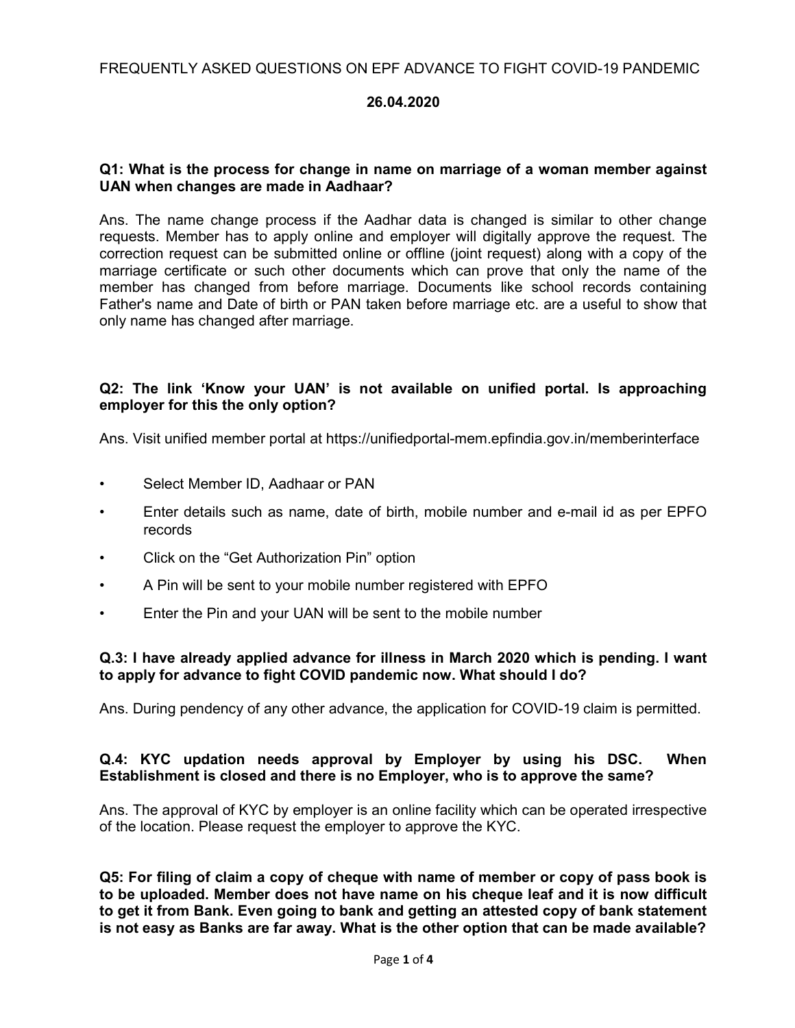# FREQUENTLY ASKED QUESTIONS ON EPF ADVANCE TO FIGHT COVID-19 PANDEMIC

**26.04.2020**

**Q1: What is the process for change in name on marriage of a woman member against UAN when changes are made in Aadhaar?**

Ans. The name change process if the Aadhar data is changed is similar to other change requests. Member has to apply online and employer will digitally approve the request. The correction request can be submitted online or offline (joint request) along with a copy of the marriage certificate or such other documents which can prove that only the name of the member has changed from before marriage. Documents like school records containing Father's name and Date of birth or PAN taken before marriage etc. are a useful to show that only name has changed after marriage.

**Q2: The link 'Know your UAN' is not available on unified portal. Is approaching employer for this the only option?**

Ans. Visit unified member portal at https://unifiedportal-mem.epfindia.gov.in/memberinterface

- Select Member ID, Aadhaar or PAN
- Enter details such as name, date of birth, mobile number and e-mail id as per EPFO records
- Click on the "Get Authorization Pin" option
- A Pin will be sent to your mobile number registered with EPFO
- Enter the Pin and your UAN will be sent to the mobile number

**Q.3: I have already applied advance for illness in March 2020 which is pending. I want to apply for advance to fight COVID pandemic now. What should I do?**

Ans. During pendency of any other advance, the application for COVID-19 claim is permitted.

**Q.4: KYC updation needs approval by Employer by using his DSC. When Establishment is closed and there is no Employer, who is to approve the same?**

Ans. The approval of KYC by employer is an online facility which can be operated irrespective of the location. Please request the employer to approve the KYC.

**Q5: For filing of claim a copy of cheque with name of member or copy of pass book is to be uploaded. Member does not have name on his cheque leaf and it is now difficult to get it from Bank. Even going to bank and getting an attested copy of bank statement is not easy as Banks are far away. What is the other option that can be made available?**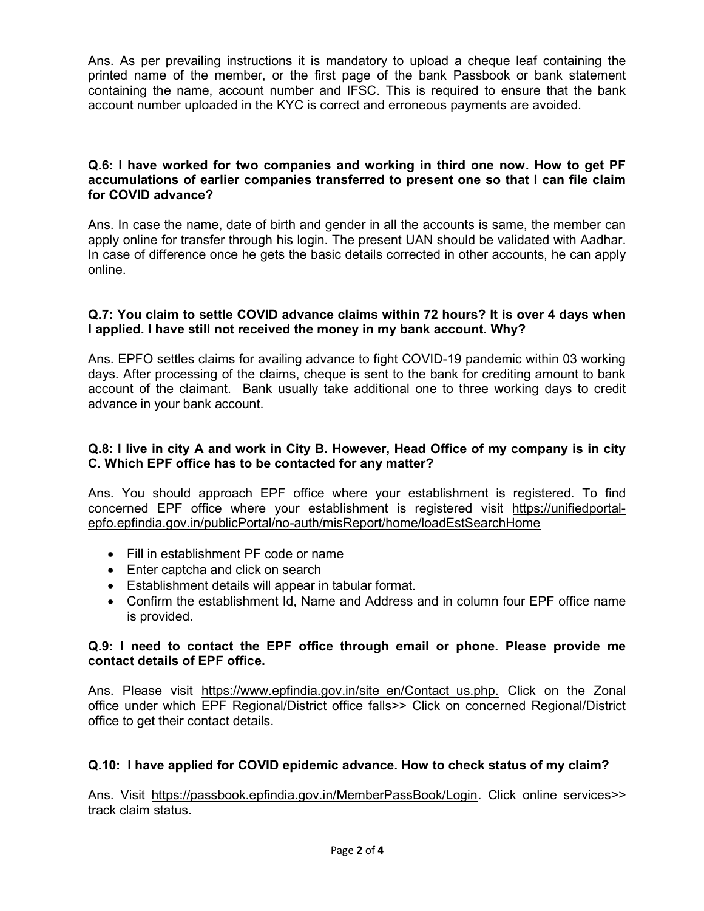Ans. As per prevailing instructions it is mandatory to upload a cheque leaf containing the printed name of the member, or the first page of the bank Passbook or bank statement containing the name, account number and IFSC. This is required to ensure that the bank account number uploaded in the KYC is correct and erroneous payments are avoided.

**Q.6: I have worked for two companies and working in third one now. How to get PF accumulations of earlier companies transferred to present one so that I can file claim for COVID advance?**

Ans. In case the name, date of birth and gender in all the accounts is same, the member can apply online for transfer through his login. The present UAN should be validated with Aadhar. In case of difference once he gets the basic details corrected in other accounts, he can apply online.

**Q.7: You claim to settle COVID advance claims within 72 hours? It is over 4 days when I applied. I have still not received the money in my bank account. Why?**

Ans. EPFO settles claims for availing advance to fight COVID-19 pandemic within 03 working days. After processing of the claims, cheque is sent to the bank for crediting amount to bank account of the claimant. Bank usually take additional one to three working days to credit advance in your bank account.

**Q.8: I live in city A and work in City B. However, Head Office of my company is in city C. Which EPF office has to be contacted for any matter?**

Ans. You should approach EPF office where your establishment is registered. To find concerned EPF office where your establishment is registered visit https://unifiedportal-epfo.epfindia.gov.in/publicPortal/no-auth/misReport/home/loadEstSearchHome

- Fill in establishment PF code or name
- Enter captcha and click on search
- Establishment details will appear in tabular format.
- Confirm the establishment Id, Name and Address and in column four EPF office name is provided.

**Q.9: I need to contact the EPF office through email or phone. Please provide me contact details of EPF office.**

Ans. Please visit https://www.epfindia.gov.in/site_en/Contact_us.php. Click on the Zonal office under which EPF Regional/District office falls>> Click on concerned Regional/District office to get their contact details.

**Q.10: I have applied for COVID epidemic advance. How to check status of my claim?**

Ans. Visit https://passbook.epfindia.gov.in/MemberPassBook/Login. Click online services>> track claim status.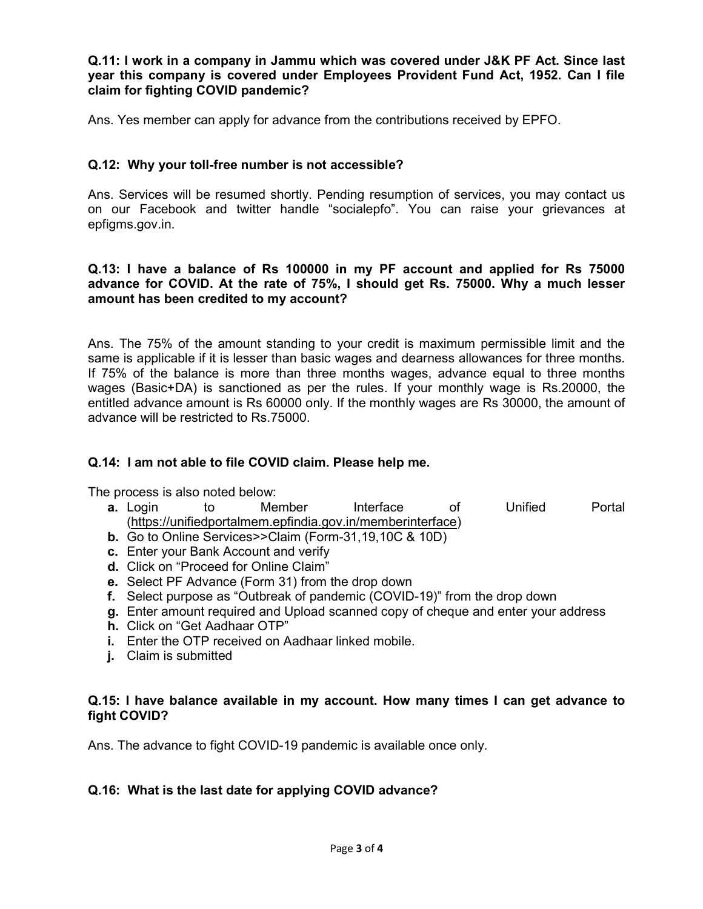**Q.11: I work in a company in Jammu which was covered under J&K PF Act. Since last year this company is covered under Employees Provident Fund Act, 1952. Can I file claim for fighting COVID pandemic?**

Ans. Yes member can apply for advance from the contributions received by EPFO.

**Q.12: Why your toll-free number is not accessible?**

Ans. Services will be resumed shortly. Pending resumption of services, you may contact us on our Facebook and twitter handle "socialepfo". You can raise your grievances at epfigms.gov.in.

**Q.13: I have a balance of Rs 100000 in my PF account and applied for Rs 75000 advance for COVID. At the rate of 75%, I should get Rs. 75000. Why a much lesser amount has been credited to my account?**

Ans. The 75% of the amount standing to your credit is maximum permissible limit and the same is applicable if it is lesser than basic wages and dearness allowances for three months. If 75% of the balance is more than three months wages, advance equal to three months wages (Basic+DA) is sanctioned as per the rules. If your monthly wage is Rs.20000, the entitled advance amount is Rs 60000 only. If the monthly wages are Rs 30000, the amount of advance will be restricted to Rs.75000.

**Q.14: I am not able to file COVID claim. Please help me.**

The process is also noted below:

- **a.** Login to Member Interface of Unified Portal (https://unifiedportalmem.epfindia.gov.in/memberinterface)
- **b.** Go to Online Services>>Claim (Form-31,19,10C & 10D)
- **c.** Enter your Bank Account and verify
- **d.** Click on "Proceed for Online Claim"
- **e.** Select PF Advance (Form 31) from the drop down
- **f.** Select purpose as "Outbreak of pandemic (COVID-19)" from the drop down
- **g.** Enter amount required and Upload scanned copy of cheque and enter your address
- **h.** Click on "Get Aadhaar OTP"
- **i.** Enter the OTP received on Aadhaar linked mobile.
- **j.** Claim is submitted

**Q.15: I have balance available in my account. How many times I can get advance to fight COVID?**

Ans. The advance to fight COVID-19 pandemic is available once only.

**Q.16: What is the last date for applying COVID advance?**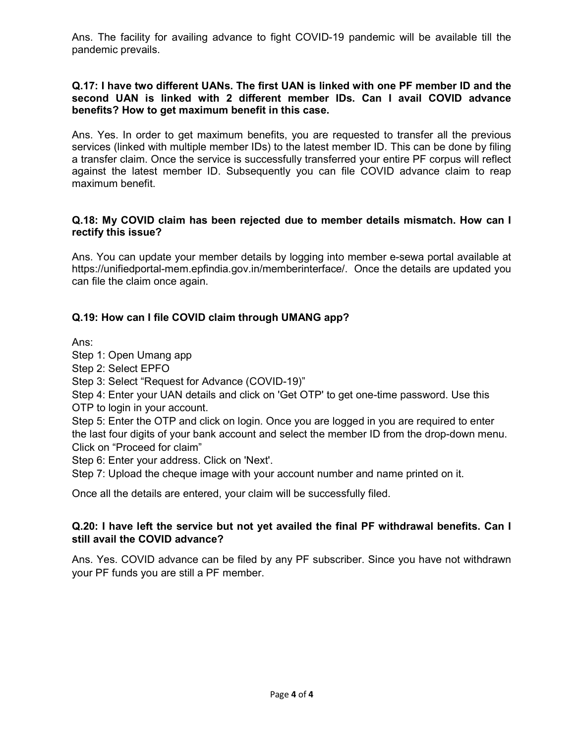Ans. The facility for availing advance to fight COVID-19 pandemic will be available till the pandemic prevails.

**Q.17: I have two different UANs. The first UAN is linked with one PF member ID and the second UAN is linked with 2 different member IDs. Can I avail COVID advance benefits? How to get maximum benefit in this case.**

Ans. Yes. In order to get maximum benefits, you are requested to transfer all the previous services (linked with multiple member IDs) to the latest member ID. This can be done by filing a transfer claim. Once the service is successfully transferred your entire PF corpus will reflect against the latest member ID. Subsequently you can file COVID advance claim to reap maximum benefit.

**Q.18: My COVID claim has been rejected due to member details mismatch. How can I rectify this issue?**

Ans. You can update your member details by logging into member e-sewa portal available at https://unifiedportal-mem.epfindia.gov.in/memberinterface/. Once the details are updated you can file the claim once again.

**Q.19: How can I file COVID claim through UMANG app?**

Ans:

Step 1: Open Umang app

Step 2: Select EPFO

Step 3: Select "Request for Advance (COVID-19)"

Step 4: Enter your UAN details and click on 'Get OTP' to get one-time password. Use this OTP to login in your account.

Step 5: Enter the OTP and click on login. Once you are logged in you are required to enter the last four digits of your bank account and select the member ID from the drop-down menu. Click on "Proceed for claim"

Step 6: Enter your address. Click on 'Next'.

Step 7: Upload the cheque image with your account number and name printed on it.

Once all the details are entered, your claim will be successfully filed.

**Q.20: I have left the service but not yet availed the final PF withdrawal benefits. Can I still avail the COVID advance?**

Ans. Yes. COVID advance can be filed by any PF subscriber. Since you have not withdrawn your PF funds you are still a PF member.